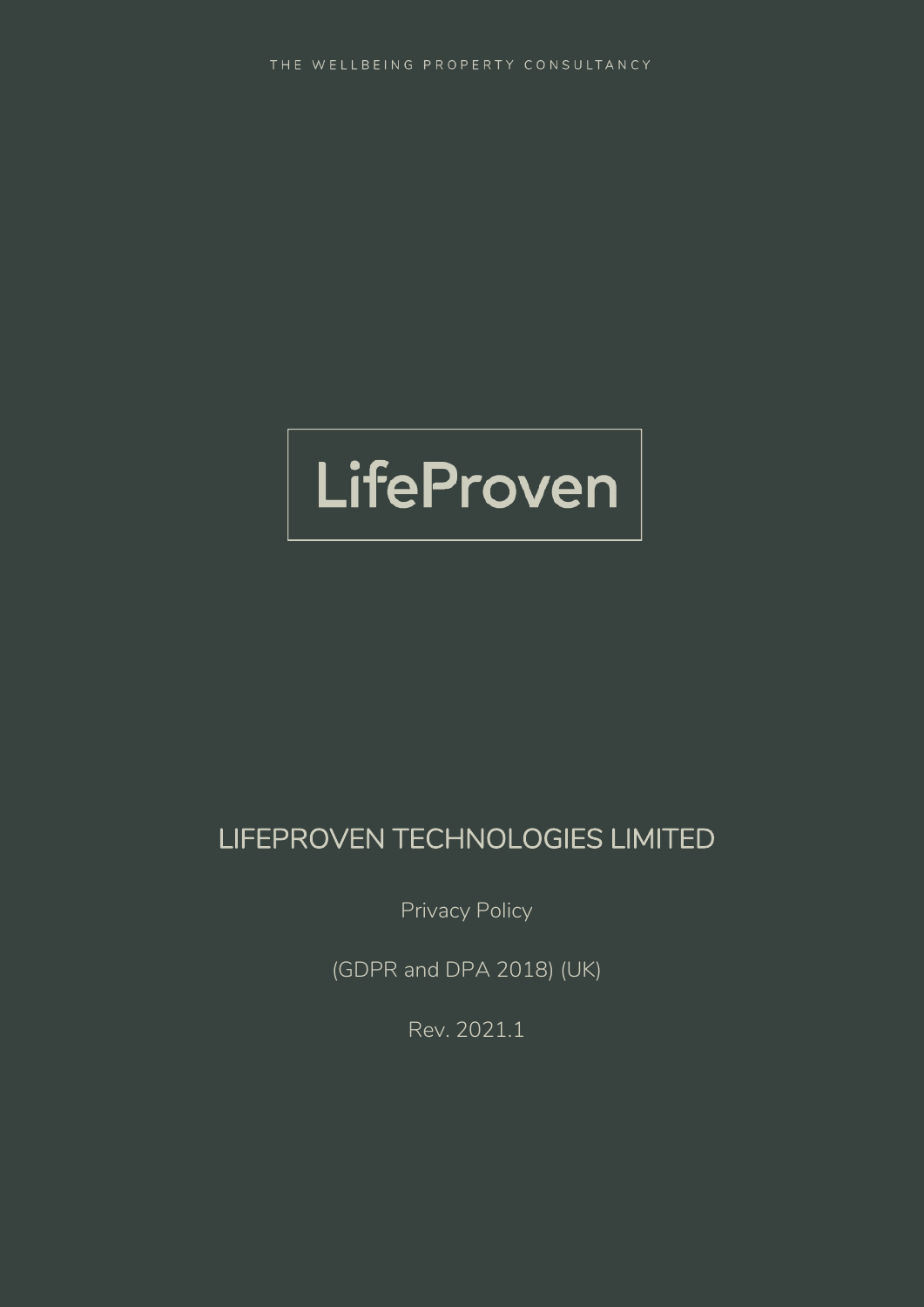THE WELLBEING PROPERTY CONSULTANCY

LifeProven

# LIFEPROVEN TECHNOLOGIES LIMITED

Privacy Policy

(GDPR and DPA 2018) (UK)

Rev. 2021.1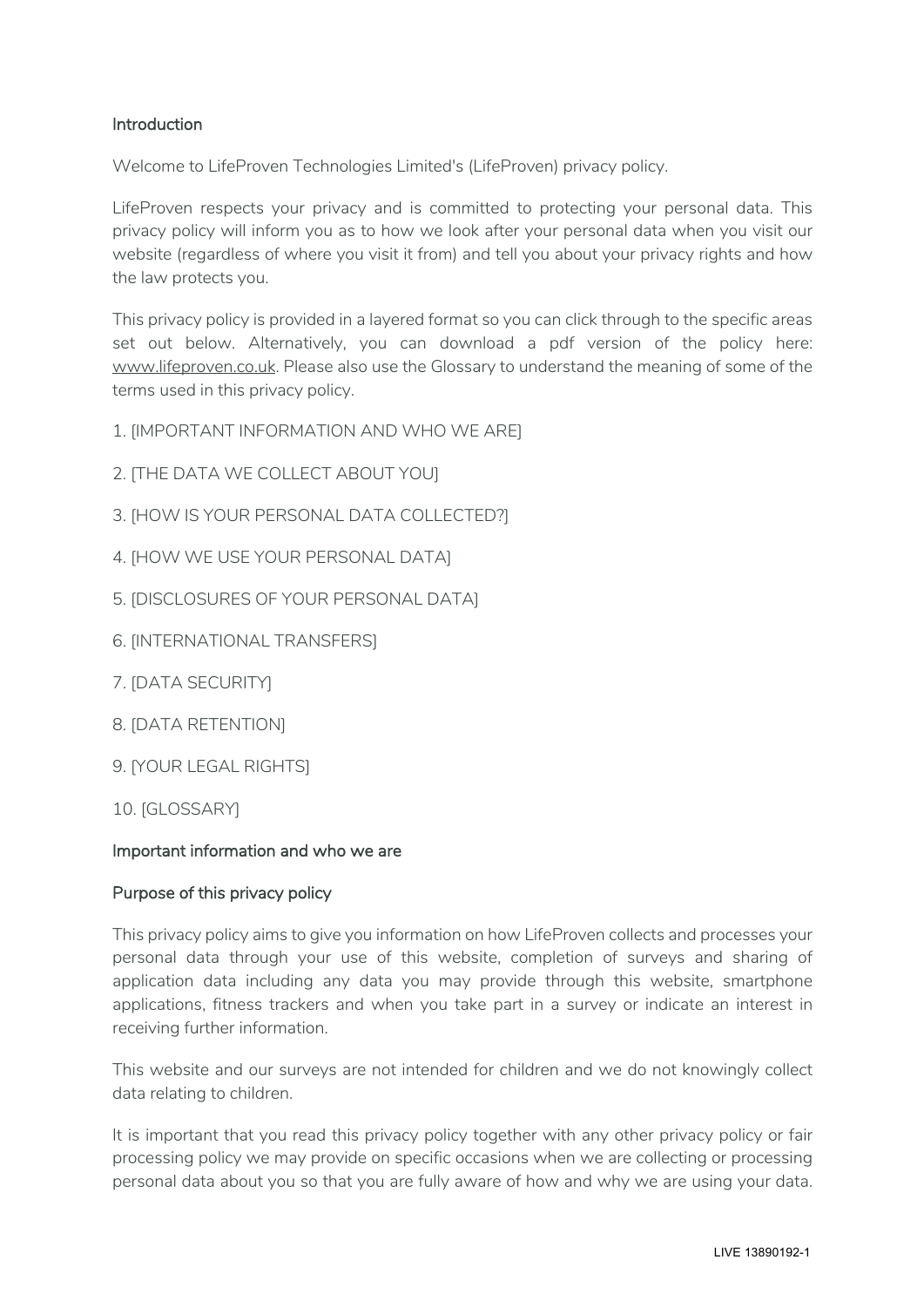## Introduction

Welcome to LifeProven Technologies Limited's (LifeProven) privacy policy.

LifeProven respects your privacy and is committed to protecting your personal data. This privacy policy will inform you as to how we look after your personal data when you visit our website (regardless of where you visit it from) and tell you about your privacy rights and how the law protects you.

This privacy policy is provided in a layered format so you can click through to the specific areas set out below. Alternatively, you can download a pdf version of the policy here: www.lifeproven.co.uk. Please also use the Glossary to understand the meaning of some of the terms used in this privacy policy.

1. [IMPORTANT INFORMATION AND WHO WE ARE]
2. [THE DATA WE COLLECT ABOUT YOU]
3. [HOW IS YOUR PERSONAL DATA COLLECTED?]
4. [HOW WE USE YOUR PERSONAL DATA]
5. [DISCLOSURES OF YOUR PERSONAL DATA]
6. [INTERNATIONAL TRANSFERS]
7. [DATA SECURITY]
8. [DATA RETENTION]
9. [YOUR LEGAL RIGHTS]
10. [GLOSSARY]

## Important information and who we are

### Purpose of this privacy policy

This privacy policy aims to give you information on how LifeProven collects and processes your personal data through your use of this website, completion of surveys and sharing of application data including any data you may provide through this website, smartphone applications, fitness trackers and when you take part in a survey or indicate an interest in receiving further information.

This website and our surveys are not intended for children and we do not knowingly collect data relating to children.

It is important that you read this privacy policy together with any other privacy policy or fair processing policy we may provide on specific occasions when we are collecting or processing personal data about you so that you are fully aware of how and why we are using your data.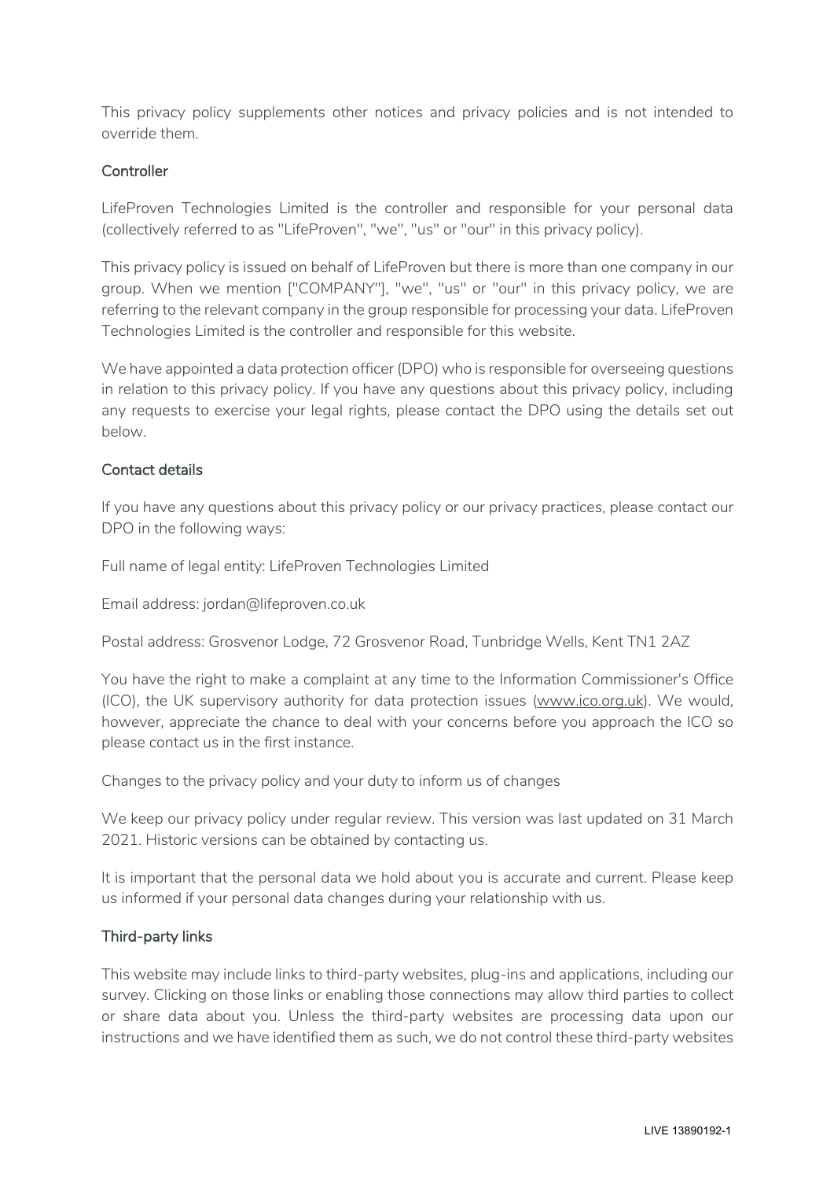This privacy policy supplements other notices and privacy policies and is not intended to override them.

### Controller

LifeProven Technologies Limited is the controller and responsible for your personal data (collectively referred to as "LifeProven", "we", "us" or "our" in this privacy policy).

This privacy policy is issued on behalf of LifeProven but there is more than one company in our group. When we mention ["COMPANY"], "we", "us" or "our" in this privacy policy, we are referring to the relevant company in the group responsible for processing your data. LifeProven Technologies Limited is the controller and responsible for this website.

We have appointed a data protection officer (DPO) who is responsible for overseeing questions in relation to this privacy policy. If you have any questions about this privacy policy, including any requests to exercise your legal rights, please contact the DPO using the details set out below.

### Contact details

If you have any questions about this privacy policy or our privacy practices, please contact our DPO in the following ways:

Full name of legal entity: LifeProven Technologies Limited

Email address: jordan@lifeproven.co.uk

Postal address: Grosvenor Lodge, 72 Grosvenor Road, Tunbridge Wells, Kent TN1 2AZ

You have the right to make a complaint at any time to the Information Commissioner's Office (ICO), the UK supervisory authority for data protection issues (www.ico.org.uk). We would, however, appreciate the chance to deal with your concerns before you approach the ICO so please contact us in the first instance.

Changes to the privacy policy and your duty to inform us of changes

We keep our privacy policy under regular review. This version was last updated on 31 March 2021. Historic versions can be obtained by contacting us.

It is important that the personal data we hold about you is accurate and current. Please keep us informed if your personal data changes during your relationship with us.

### Third-party links

This website may include links to third-party websites, plug-ins and applications, including our survey. Clicking on those links or enabling those connections may allow third parties to collect or share data about you. Unless the third-party websites are processing data upon our instructions and we have identified them as such, we do not control these third-party websites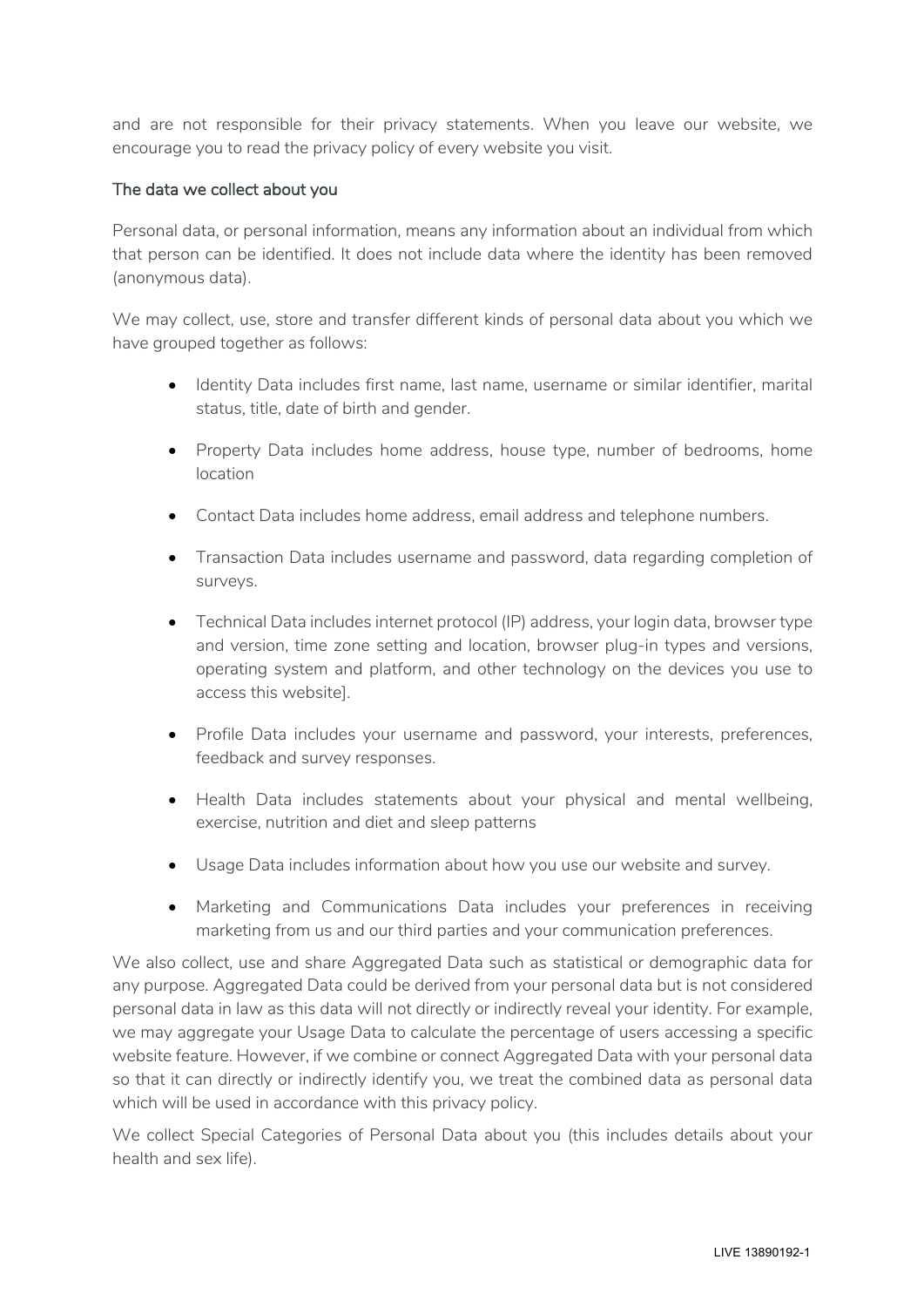and are not responsible for their privacy statements. When you leave our website, we encourage you to read the privacy policy of every website you visit.

### The data we collect about you

Personal data, or personal information, means any information about an individual from which that person can be identified. It does not include data where the identity has been removed (anonymous data).

We may collect, use, store and transfer different kinds of personal data about you which we have grouped together as follows:

- Identity Data includes first name, last name, username or similar identifier, marital status, title, date of birth and gender.
- Property Data includes home address, house type, number of bedrooms, home location
- Contact Data includes home address, email address and telephone numbers.
- Transaction Data includes username and password, data regarding completion of surveys.
- Technical Data includes internet protocol (IP) address, your login data, browser type and version, time zone setting and location, browser plug-in types and versions, operating system and platform, and other technology on the devices you use to access this website].
- Profile Data includes your username and password, your interests, preferences, feedback and survey responses.
- Health Data includes statements about your physical and mental wellbeing, exercise, nutrition and diet and sleep patterns
- Usage Data includes information about how you use our website and survey.
- Marketing and Communications Data includes your preferences in receiving marketing from us and our third parties and your communication preferences.

We also collect, use and share Aggregated Data such as statistical or demographic data for any purpose. Aggregated Data could be derived from your personal data but is not considered personal data in law as this data will not directly or indirectly reveal your identity. For example, we may aggregate your Usage Data to calculate the percentage of users accessing a specific website feature. However, if we combine or connect Aggregated Data with your personal data so that it can directly or indirectly identify you, we treat the combined data as personal data which will be used in accordance with this privacy policy.

We collect Special Categories of Personal Data about you (this includes details about your health and sex life).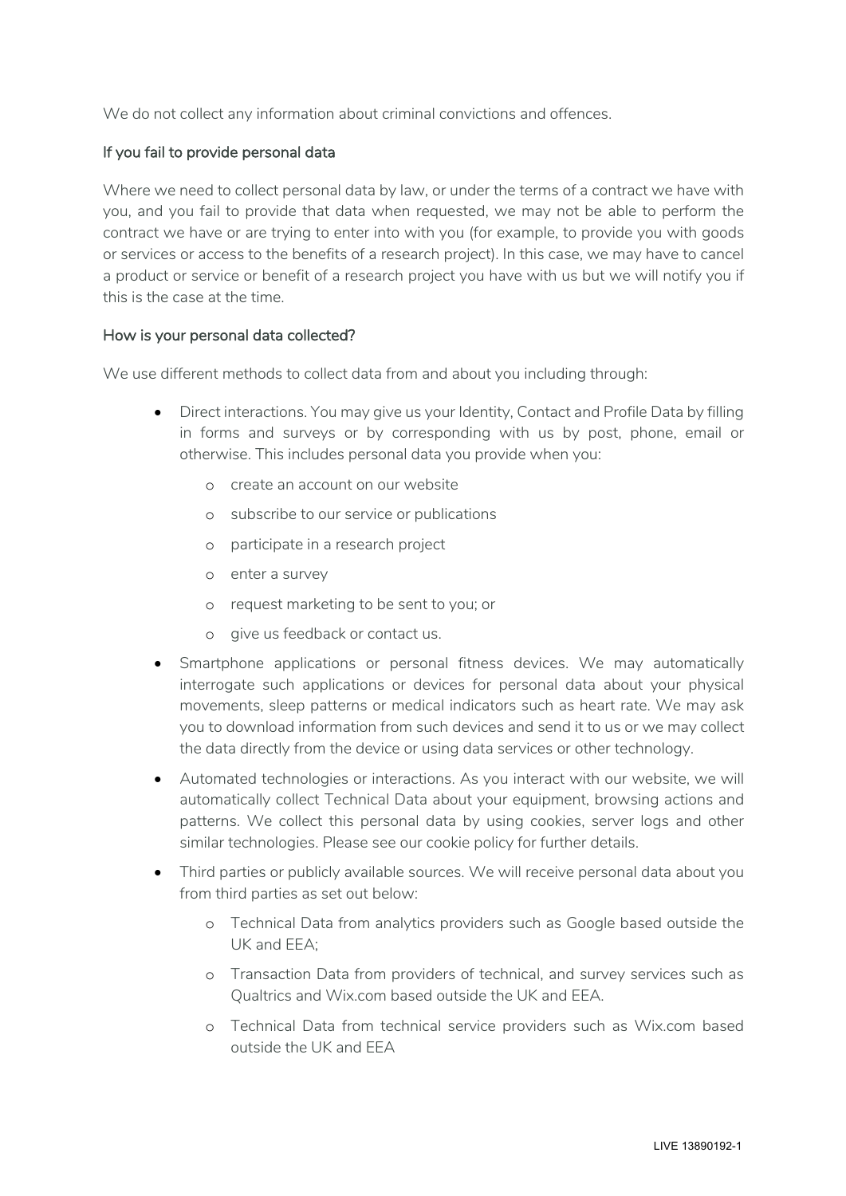We do not collect any information about criminal convictions and offences.

### If you fail to provide personal data

Where we need to collect personal data by law, or under the terms of a contract we have with you, and you fail to provide that data when requested, we may not be able to perform the contract we have or are trying to enter into with you (for example, to provide you with goods or services or access to the benefits of a research project). In this case, we may have to cancel a product or service or benefit of a research project you have with us but we will notify you if this is the case at the time.

### How is your personal data collected?

We use different methods to collect data from and about you including through:

- Direct interactions. You may give us your Identity, Contact and Profile Data by filling in forms and surveys or by corresponding with us by post, phone, email or otherwise. This includes personal data you provide when you:
  - create an account on our website
  - subscribe to our service or publications
  - participate in a research project
  - enter a survey
  - request marketing to be sent to you; or
  - give us feedback or contact us.
- Smartphone applications or personal fitness devices. We may automatically interrogate such applications or devices for personal data about your physical movements, sleep patterns or medical indicators such as heart rate. We may ask you to download information from such devices and send it to us or we may collect the data directly from the device or using data services or other technology.
- Automated technologies or interactions. As you interact with our website, we will automatically collect Technical Data about your equipment, browsing actions and patterns. We collect this personal data by using cookies, server logs and other similar technologies. Please see our cookie policy for further details.
- Third parties or publicly available sources. We will receive personal data about you from third parties as set out below:
  - Technical Data from analytics providers such as Google based outside the UK and EEA;
  - Transaction Data from providers of technical, and survey services such as Qualtrics and Wix.com based outside the UK and EEA.
  - Technical Data from technical service providers such as Wix.com based outside the UK and EEA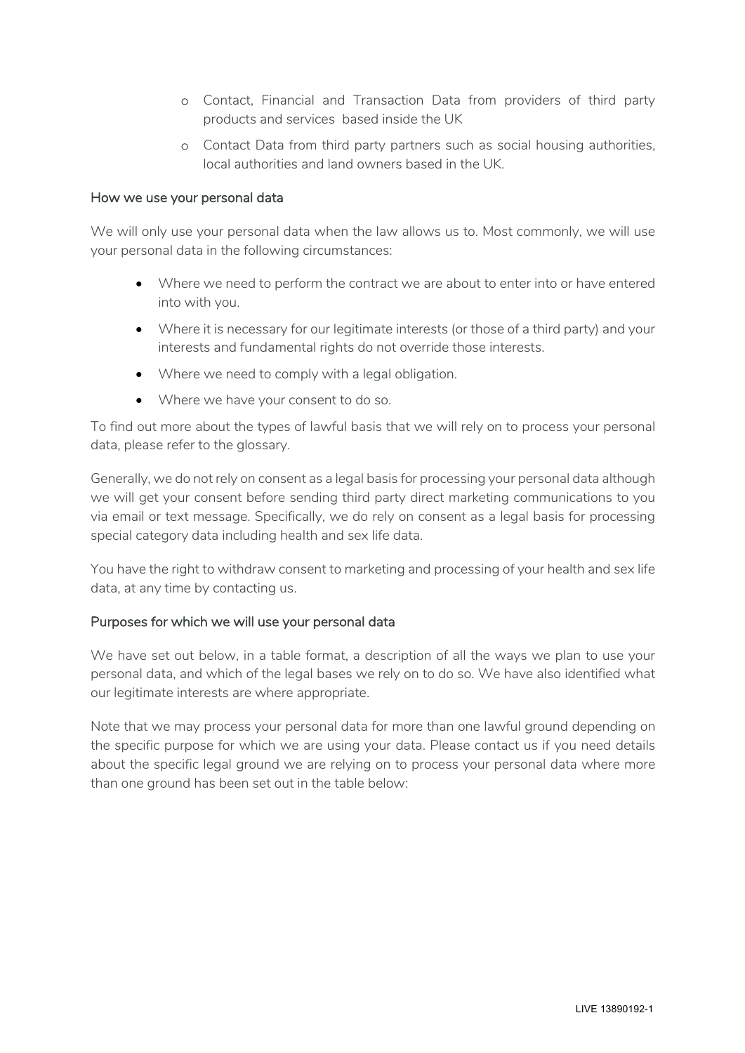- Contact, Financial and Transaction Data from providers of third party products and services based inside the UK
- Contact Data from third party partners such as social housing authorities, local authorities and land owners based in the UK.

### How we use your personal data

We will only use your personal data when the law allows us to. Most commonly, we will use your personal data in the following circumstances:

- Where we need to perform the contract we are about to enter into or have entered into with you.
- Where it is necessary for our legitimate interests (or those of a third party) and your interests and fundamental rights do not override those interests.
- Where we need to comply with a legal obligation.
- Where we have your consent to do so.

To find out more about the types of lawful basis that we will rely on to process your personal data, please refer to the glossary.

Generally, we do not rely on consent as a legal basis for processing your personal data although we will get your consent before sending third party direct marketing communications to you via email or text message. Specifically, we do rely on consent as a legal basis for processing special category data including health and sex life data.

You have the right to withdraw consent to marketing and processing of your health and sex life data, at any time by contacting us.

### Purposes for which we will use your personal data

We have set out below, in a table format, a description of all the ways we plan to use your personal data, and which of the legal bases we rely on to do so. We have also identified what our legitimate interests are where appropriate.

Note that we may process your personal data for more than one lawful ground depending on the specific purpose for which we are using your data. Please contact us if you need details about the specific legal ground we are relying on to process your personal data where more than one ground has been set out in the table below: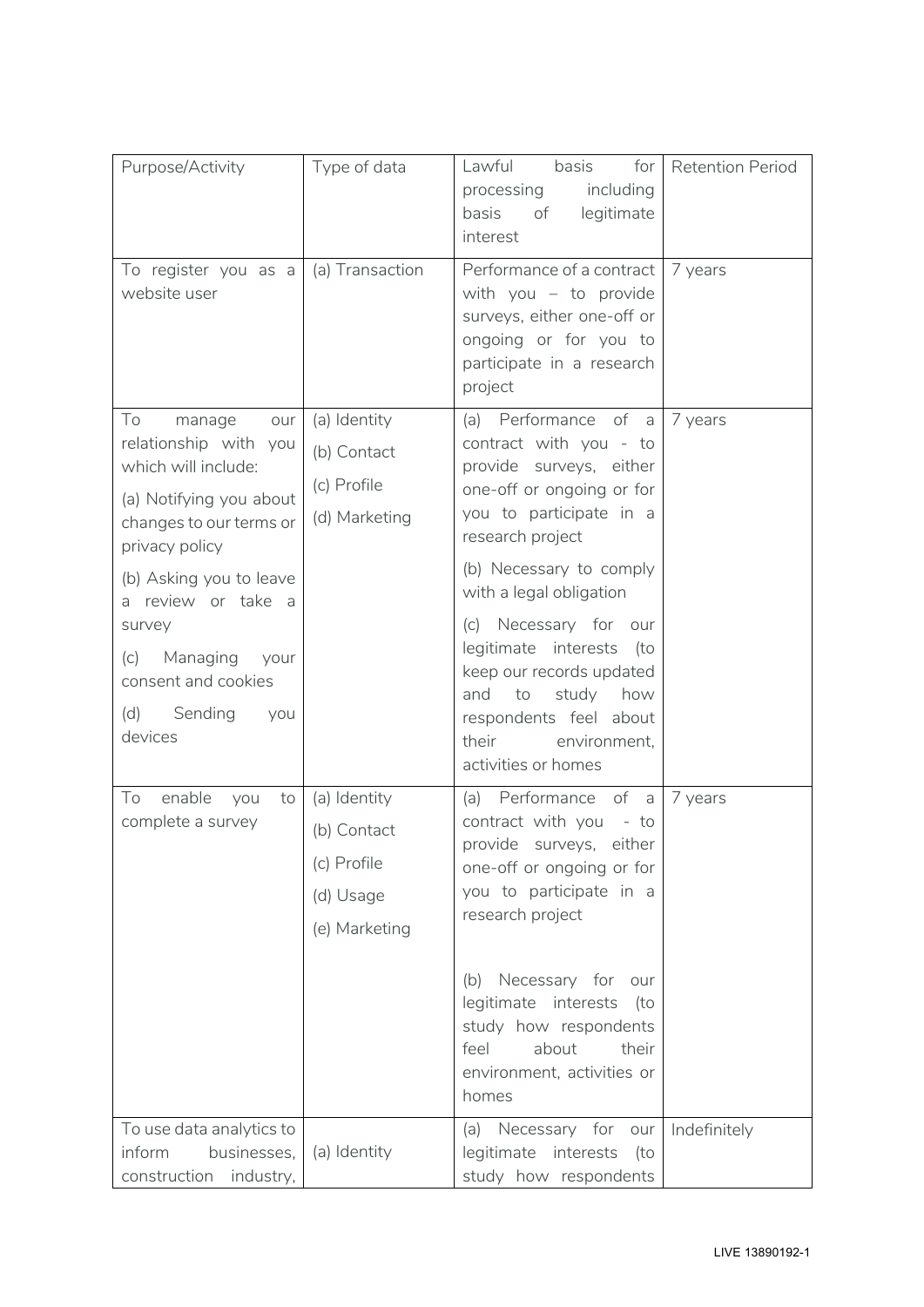| Purpose/Activity | Type of data | Lawful basis for processing including basis of legitimate interest | Retention Period |
| --- | --- | --- | --- |
| To register you as a website user | (a) Transaction | Performance of a contract with you – to provide surveys, either one-off or ongoing or for you to participate in a research project | 7 years |
| To manage our relationship with you which will include:<br><br>(a) Notifying you about changes to our terms or privacy policy<br><br>(b) Asking you to leave a review or take a survey<br><br>(c) Managing your consent and cookies<br><br>(d) Sending you devices | (a) Identity<br><br>(b) Contact<br><br>(c) Profile<br><br>(d) Marketing | (a) Performance of a contract with you - to provide surveys, either one-off or ongoing or for you to participate in a research project<br><br>(b) Necessary to comply with a legal obligation<br><br>(c) Necessary for our legitimate interests (to keep our records updated and to study how respondents feel about their environment, activities or homes | 7 years |
| To enable you to complete a survey | (a) Identity<br><br>(b) Contact<br><br>(c) Profile<br><br>(d) Usage<br><br>(e) Marketing | (a) Performance of a contract with you - to provide surveys, either one-off or ongoing or for you to participate in a research project<br><br>(b) Necessary for our legitimate interests (to study how respondents feel about their environment, activities or homes | 7 years |
| To use data analytics to inform businesses, construction industry, | (a) Identity | (a) Necessary for our legitimate interests (to study how respondents | Indefinitely |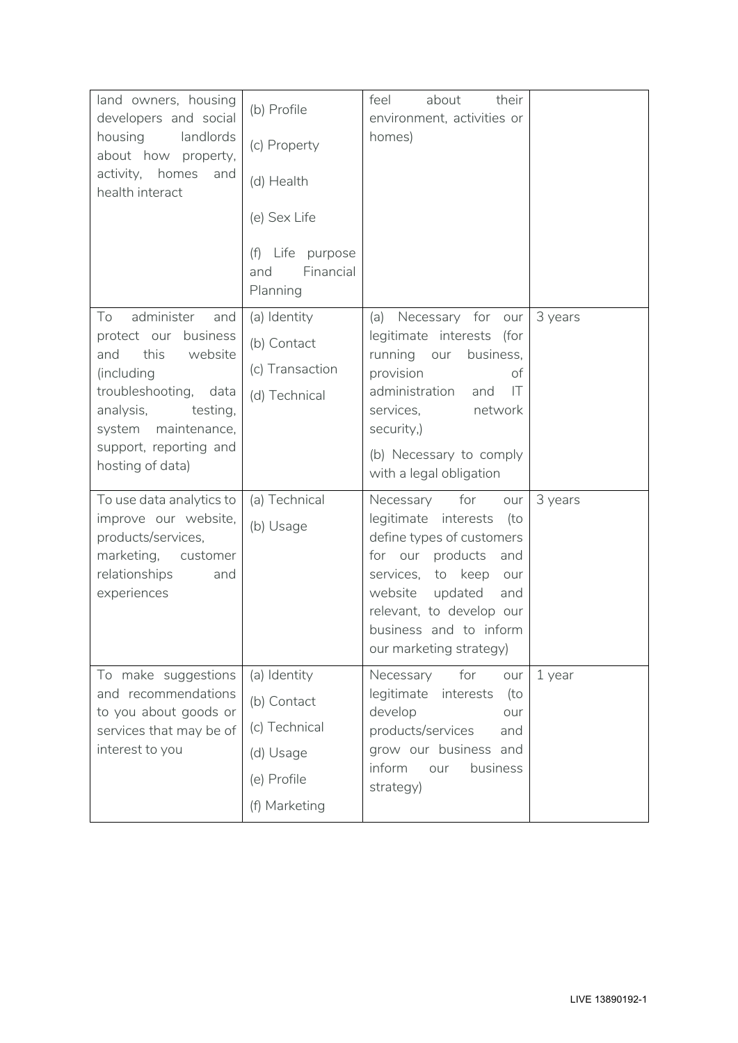| | | | |
|---|---|---|---|
| land owners, housing developers and social housing landlords about how property, activity, homes and health interact | (b) Profile<br>(c) Property<br>(d) Health<br>(e) Sex Life<br>(f) Life purpose and Financial Planning | feel about their environment, activities or homes) | |
| To administer and protect our business and this website (including troubleshooting, data analysis, testing, system maintenance, support, reporting and hosting of data) | (a) Identity<br>(b) Contact<br>(c) Transaction<br>(d) Technical | (a) Necessary for our legitimate interests (for running our business, provision of administration and IT services, network security,)<br>(b) Necessary to comply with a legal obligation | 3 years |
| To use data analytics to improve our website, products/services, marketing, customer relationships and experiences | (a) Technical<br>(b) Usage | Necessary for our legitimate interests (to define types of customers for our products and services, to keep our website updated and relevant, to develop our business and to inform our marketing strategy) | 3 years |
| To make suggestions and recommendations to you about goods or services that may be of interest to you | (a) Identity<br>(b) Contact<br>(c) Technical<br>(d) Usage<br>(e) Profile<br>(f) Marketing | Necessary for our legitimate interests (to develop our products/services and grow our business and inform our business strategy) | 1 year |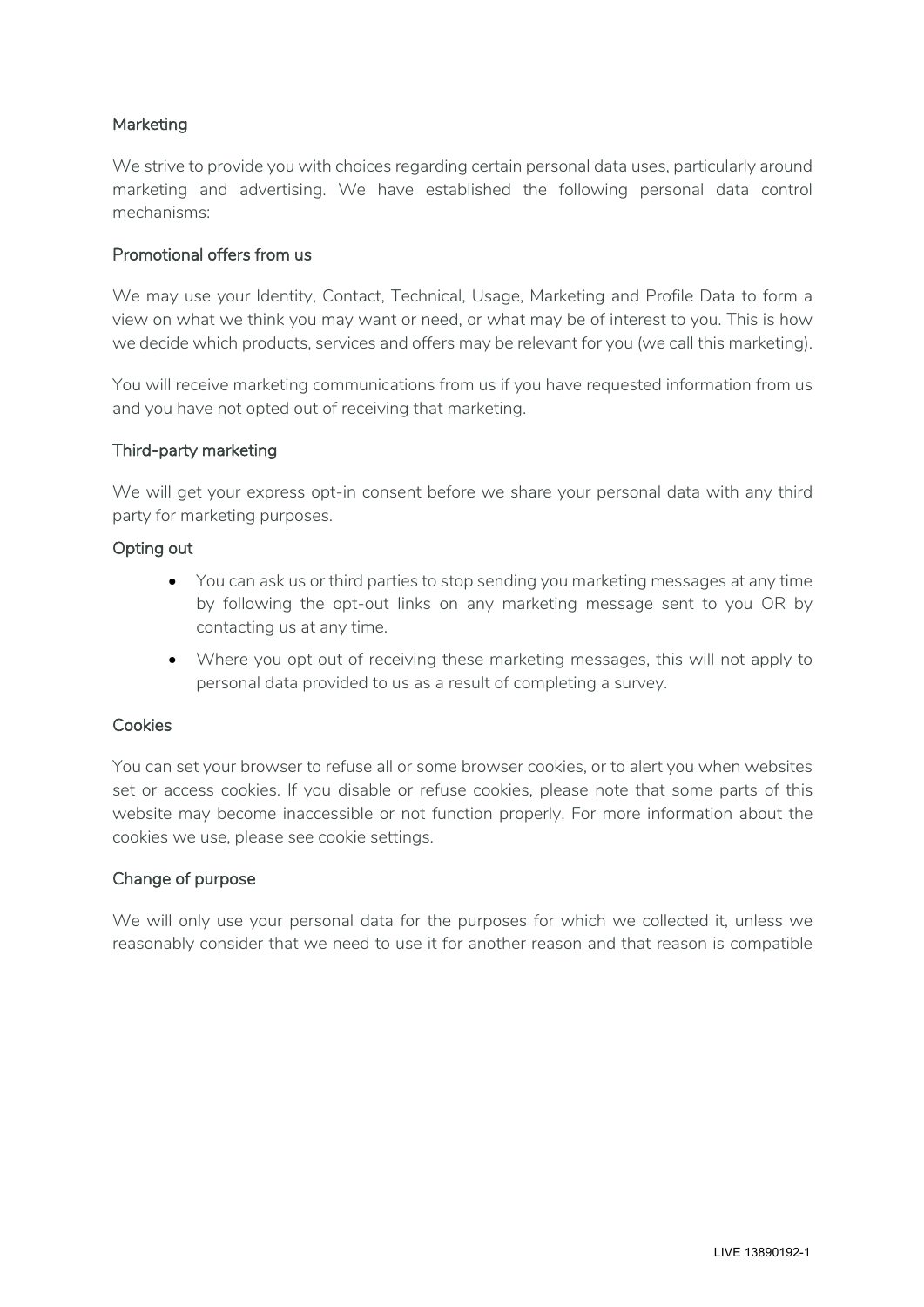### Marketing

We strive to provide you with choices regarding certain personal data uses, particularly around marketing and advertising. We have established the following personal data control mechanisms:

### Promotional offers from us

We may use your Identity, Contact, Technical, Usage, Marketing and Profile Data to form a view on what we think you may want or need, or what may be of interest to you. This is how we decide which products, services and offers may be relevant for you (we call this marketing).

You will receive marketing communications from us if you have requested information from us and you have not opted out of receiving that marketing.

### Third-party marketing

We will get your express opt-in consent before we share your personal data with any third party for marketing purposes.

### Opting out

- You can ask us or third parties to stop sending you marketing messages at any time by following the opt-out links on any marketing message sent to you OR by contacting us at any time.
- Where you opt out of receiving these marketing messages, this will not apply to personal data provided to us as a result of completing a survey.

### Cookies

You can set your browser to refuse all or some browser cookies, or to alert you when websites set or access cookies. If you disable or refuse cookies, please note that some parts of this website may become inaccessible or not function properly. For more information about the cookies we use, please see cookie settings.

### Change of purpose

We will only use your personal data for the purposes for which we collected it, unless we reasonably consider that we need to use it for another reason and that reason is compatible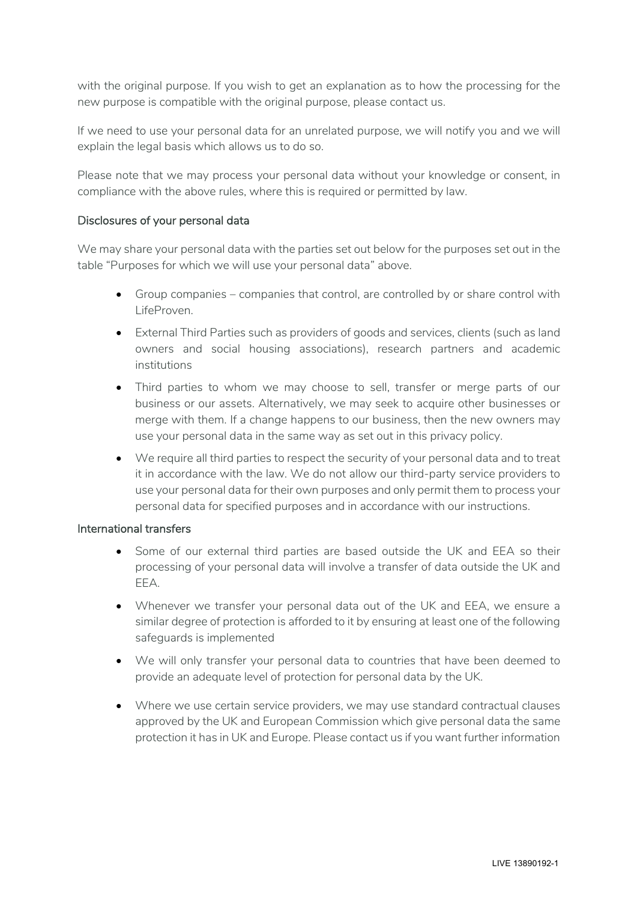with the original purpose. If you wish to get an explanation as to how the processing for the new purpose is compatible with the original purpose, please contact us.

If we need to use your personal data for an unrelated purpose, we will notify you and we will explain the legal basis which allows us to do so.

Please note that we may process your personal data without your knowledge or consent, in compliance with the above rules, where this is required or permitted by law.

### Disclosures of your personal data

We may share your personal data with the parties set out below for the purposes set out in the table "Purposes for which we will use your personal data" above.

- Group companies – companies that control, are controlled by or share control with LifeProven.
- External Third Parties such as providers of goods and services, clients (such as land owners and social housing associations), research partners and academic institutions
- Third parties to whom we may choose to sell, transfer or merge parts of our business or our assets. Alternatively, we may seek to acquire other businesses or merge with them. If a change happens to our business, then the new owners may use your personal data in the same way as set out in this privacy policy.
- We require all third parties to respect the security of your personal data and to treat it in accordance with the law. We do not allow our third-party service providers to use your personal data for their own purposes and only permit them to process your personal data for specified purposes and in accordance with our instructions.

### International transfers

- Some of our external third parties are based outside the UK and EEA so their processing of your personal data will involve a transfer of data outside the UK and EEA.
- Whenever we transfer your personal data out of the UK and EEA, we ensure a similar degree of protection is afforded to it by ensuring at least one of the following safeguards is implemented
- We will only transfer your personal data to countries that have been deemed to provide an adequate level of protection for personal data by the UK.
- Where we use certain service providers, we may use standard contractual clauses approved by the UK and European Commission which give personal data the same protection it has in UK and Europe. Please contact us if you want further information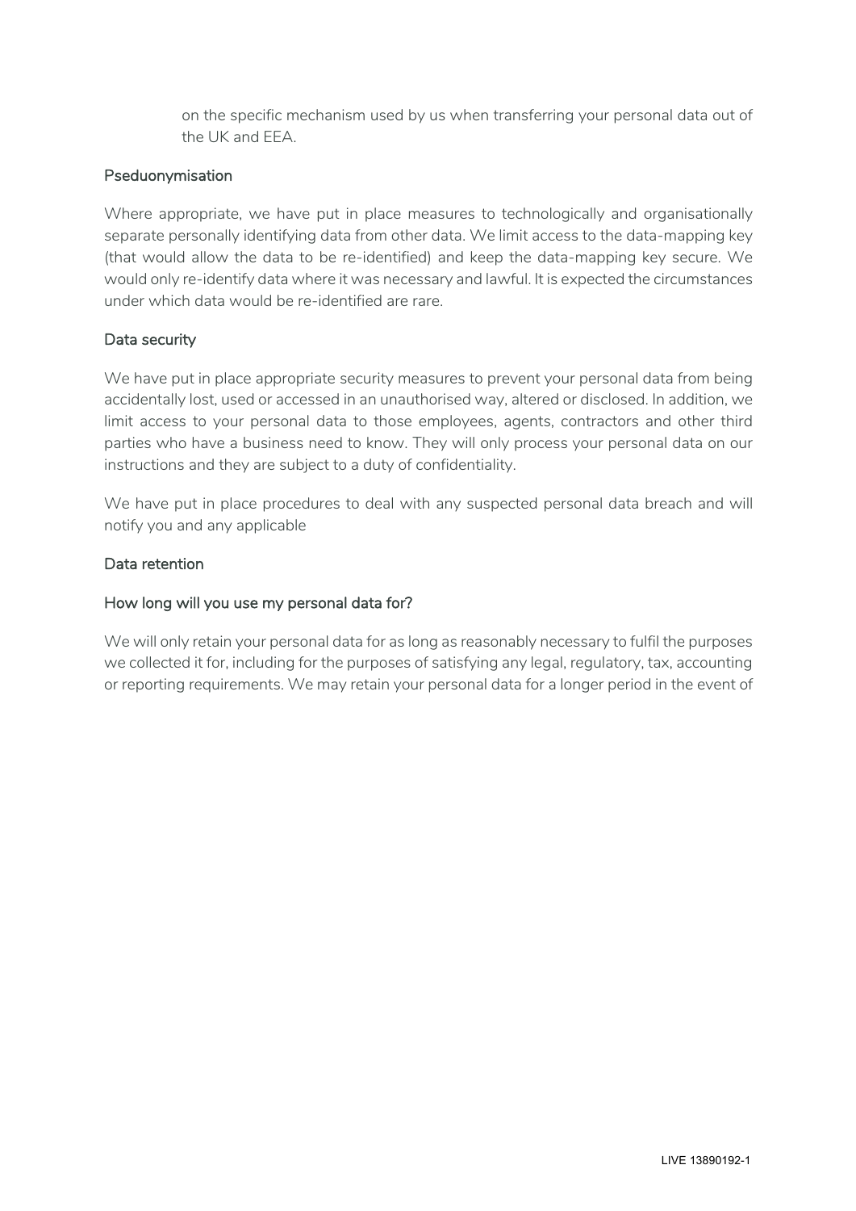on the specific mechanism used by us when transferring your personal data out of the UK and EEA.

### Pseduonymisation

Where appropriate, we have put in place measures to technologically and organisationally separate personally identifying data from other data. We limit access to the data-mapping key (that would allow the data to be re-identified) and keep the data-mapping key secure. We would only re-identify data where it was necessary and lawful. It is expected the circumstances under which data would be re-identified are rare.

### Data security

We have put in place appropriate security measures to prevent your personal data from being accidentally lost, used or accessed in an unauthorised way, altered or disclosed. In addition, we limit access to your personal data to those employees, agents, contractors and other third parties who have a business need to know. They will only process your personal data on our instructions and they are subject to a duty of confidentiality.

We have put in place procedures to deal with any suspected personal data breach and will notify you and any applicable

### Data retention

### How long will you use my personal data for?

We will only retain your personal data for as long as reasonably necessary to fulfil the purposes we collected it for, including for the purposes of satisfying any legal, regulatory, tax, accounting or reporting requirements. We may retain your personal data for a longer period in the event of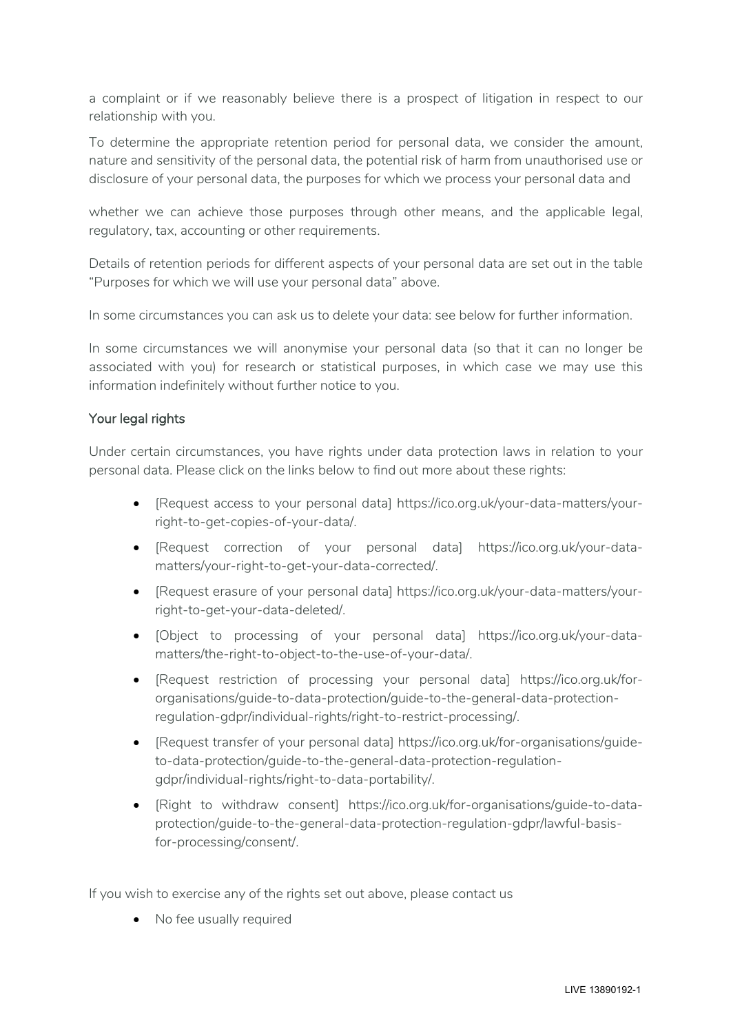a complaint or if we reasonably believe there is a prospect of litigation in respect to our relationship with you.

To determine the appropriate retention period for personal data, we consider the amount, nature and sensitivity of the personal data, the potential risk of harm from unauthorised use or disclosure of your personal data, the purposes for which we process your personal data and

whether we can achieve those purposes through other means, and the applicable legal, regulatory, tax, accounting or other requirements.

Details of retention periods for different aspects of your personal data are set out in the table "Purposes for which we will use your personal data" above.

In some circumstances you can ask us to delete your data: see below for further information.

In some circumstances we will anonymise your personal data (so that it can no longer be associated with you) for research or statistical purposes, in which case we may use this information indefinitely without further notice to you.

## Your legal rights

Under certain circumstances, you have rights under data protection laws in relation to your personal data. Please click on the links below to find out more about these rights:

- [Request access to your personal data] https://ico.org.uk/your-data-matters/your-right-to-get-copies-of-your-data/.
- [Request correction of your personal data] https://ico.org.uk/your-data-matters/your-right-to-get-your-data-corrected/.
- [Request erasure of your personal data] https://ico.org.uk/your-data-matters/your-right-to-get-your-data-deleted/.
- [Object to processing of your personal data] https://ico.org.uk/your-data-matters/the-right-to-object-to-the-use-of-your-data/.
- [Request restriction of processing your personal data] https://ico.org.uk/for-organisations/guide-to-data-protection/guide-to-the-general-data-protection-regulation-gdpr/individual-rights/right-to-restrict-processing/.
- [Request transfer of your personal data] https://ico.org.uk/for-organisations/guide-to-data-protection/guide-to-the-general-data-protection-regulation-gdpr/individual-rights/right-to-data-portability/.
- [Right to withdraw consent] https://ico.org.uk/for-organisations/guide-to-data-protection/guide-to-the-general-data-protection-regulation-gdpr/lawful-basis-for-processing/consent/.

If you wish to exercise any of the rights set out above, please contact us

- No fee usually required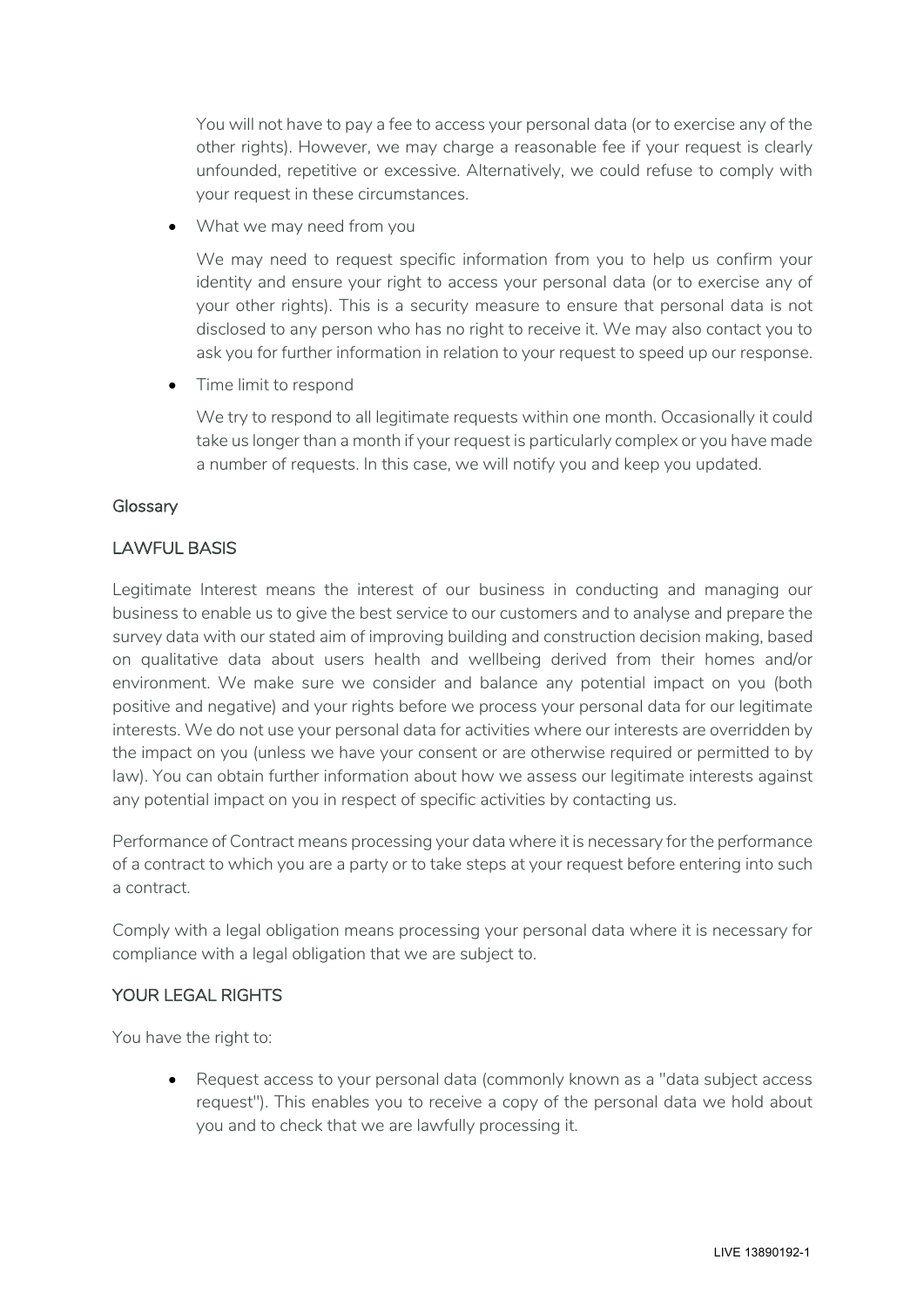You will not have to pay a fee to access your personal data (or to exercise any of the other rights). However, we may charge a reasonable fee if your request is clearly unfounded, repetitive or excessive. Alternatively, we could refuse to comply with your request in these circumstances.

- What we may need from you

  We may need to request specific information from you to help us confirm your identity and ensure your right to access your personal data (or to exercise any of your other rights). This is a security measure to ensure that personal data is not disclosed to any person who has no right to receive it. We may also contact you to ask you for further information in relation to your request to speed up our response.

- Time limit to respond

  We try to respond to all legitimate requests within one month. Occasionally it could take us longer than a month if your request is particularly complex or you have made a number of requests. In this case, we will notify you and keep you updated.

## Glossary

### LAWFUL BASIS

Legitimate Interest means the interest of our business in conducting and managing our business to enable us to give the best service to our customers and to analyse and prepare the survey data with our stated aim of improving building and construction decision making, based on qualitative data about users health and wellbeing derived from their homes and/or environment. We make sure we consider and balance any potential impact on you (both positive and negative) and your rights before we process your personal data for our legitimate interests. We do not use your personal data for activities where our interests are overridden by the impact on you (unless we have your consent or are otherwise required or permitted to by law). You can obtain further information about how we assess our legitimate interests against any potential impact on you in respect of specific activities by contacting us.

Performance of Contract means processing your data where it is necessary for the performance of a contract to which you are a party or to take steps at your request before entering into such a contract.

Comply with a legal obligation means processing your personal data where it is necessary for compliance with a legal obligation that we are subject to.

### YOUR LEGAL RIGHTS

You have the right to:

- Request access to your personal data (commonly known as a "data subject access request"). This enables you to receive a copy of the personal data we hold about you and to check that we are lawfully processing it.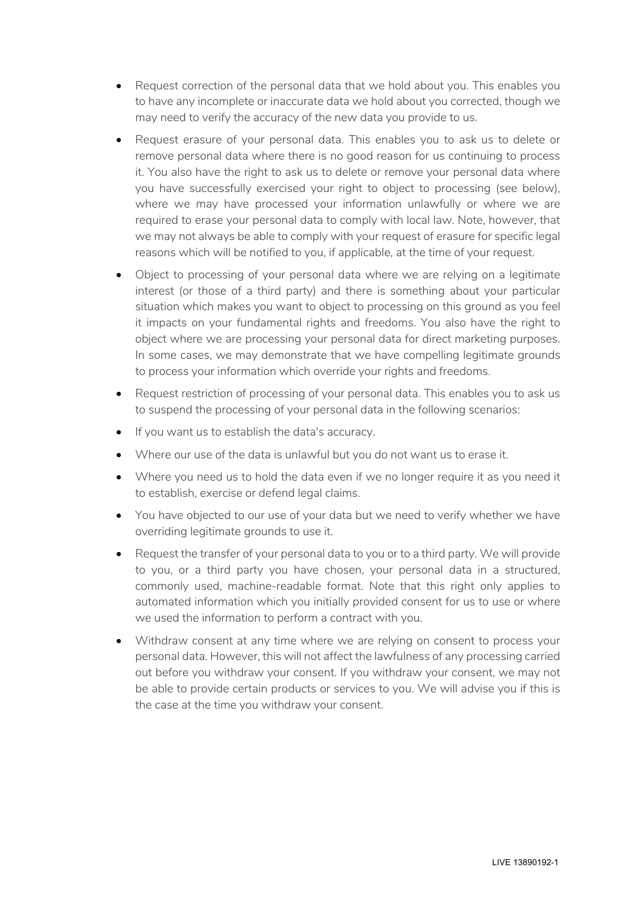- Request correction of the personal data that we hold about you. This enables you to have any incomplete or inaccurate data we hold about you corrected, though we may need to verify the accuracy of the new data you provide to us.
- Request erasure of your personal data. This enables you to ask us to delete or remove personal data where there is no good reason for us continuing to process it. You also have the right to ask us to delete or remove your personal data where you have successfully exercised your right to object to processing (see below), where we may have processed your information unlawfully or where we are required to erase your personal data to comply with local law. Note, however, that we may not always be able to comply with your request of erasure for specific legal reasons which will be notified to you, if applicable, at the time of your request.
- Object to processing of your personal data where we are relying on a legitimate interest (or those of a third party) and there is something about your particular situation which makes you want to object to processing on this ground as you feel it impacts on your fundamental rights and freedoms. You also have the right to object where we are processing your personal data for direct marketing purposes. In some cases, we may demonstrate that we have compelling legitimate grounds to process your information which override your rights and freedoms.
- Request restriction of processing of your personal data. This enables you to ask us to suspend the processing of your personal data in the following scenarios:
- If you want us to establish the data's accuracy.
- Where our use of the data is unlawful but you do not want us to erase it.
- Where you need us to hold the data even if we no longer require it as you need it to establish, exercise or defend legal claims.
- You have objected to our use of your data but we need to verify whether we have overriding legitimate grounds to use it.
- Request the transfer of your personal data to you or to a third party. We will provide to you, or a third party you have chosen, your personal data in a structured, commonly used, machine-readable format. Note that this right only applies to automated information which you initially provided consent for us to use or where we used the information to perform a contract with you.
- Withdraw consent at any time where we are relying on consent to process your personal data. However, this will not affect the lawfulness of any processing carried out before you withdraw your consent. If you withdraw your consent, we may not be able to provide certain products or services to you. We will advise you if this is the case at the time you withdraw your consent.